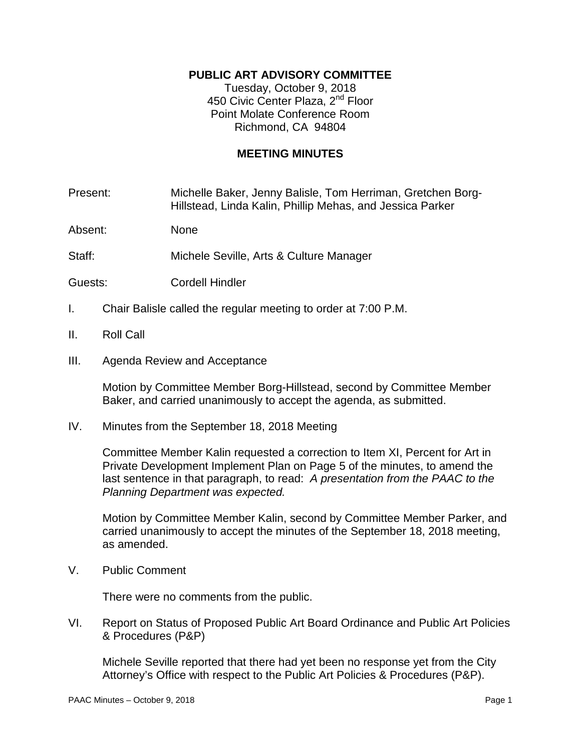**PUBLIC ART ADVISORY COMMITTEE**

Tuesday, October 9, 2018
450 Civic Center Plaza, 2nd Floor
Point Molate Conference Room
Richmond, CA 94804

**MEETING MINUTES**

Present: Michelle Baker, Jenny Balisle, Tom Herriman, Gretchen Borg-Hillstead, Linda Kalin, Phillip Mehas, and Jessica Parker

Absent: None

Staff: Michele Seville, Arts & Culture Manager

Guests: Cordell Hindler

I. Chair Balisle called the regular meeting to order at 7:00 P.M.

II. Roll Call

III. Agenda Review and Acceptance

Motion by Committee Member Borg-Hillstead, second by Committee Member Baker, and carried unanimously to accept the agenda, as submitted.

IV. Minutes from the September 18, 2018 Meeting

Committee Member Kalin requested a correction to Item XI, Percent for Art in Private Development Implement Plan on Page 5 of the minutes, to amend the last sentence in that paragraph, to read: *A presentation from the PAAC to the Planning Department was expected.*

Motion by Committee Member Kalin, second by Committee Member Parker, and carried unanimously to accept the minutes of the September 18, 2018 meeting, as amended.

V. Public Comment

There were no comments from the public.

VI. Report on Status of Proposed Public Art Board Ordinance and Public Art Policies & Procedures (P&P)

Michele Seville reported that there had yet been no response yet from the City Attorney's Office with respect to the Public Art Policies & Procedures (P&P).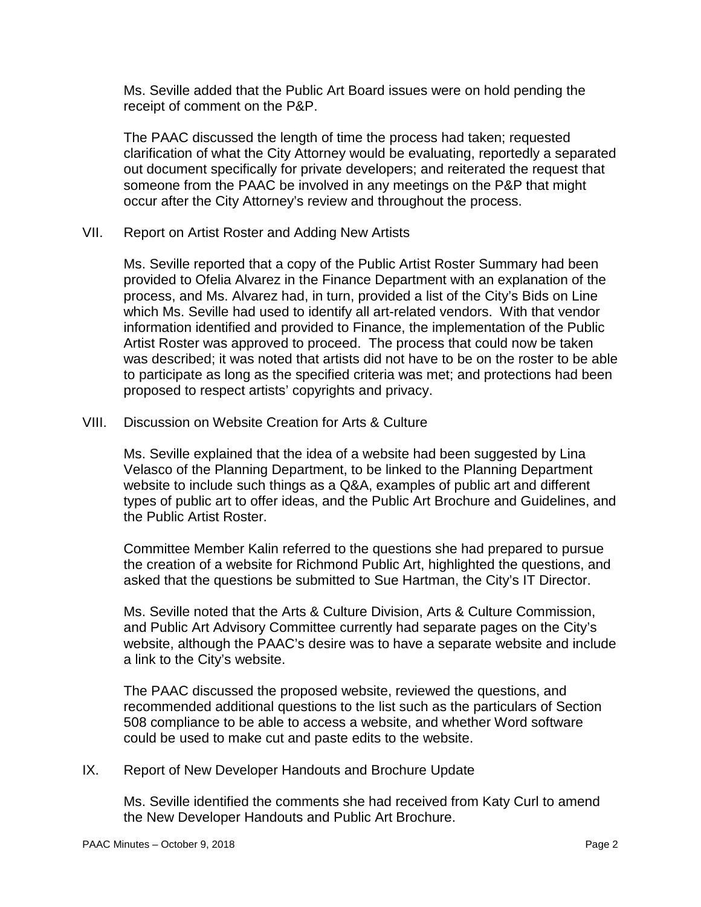Ms. Seville added that the Public Art Board issues were on hold pending the receipt of comment on the P&P.

The PAAC discussed the length of time the process had taken; requested clarification of what the City Attorney would be evaluating, reportedly a separated out document specifically for private developers; and reiterated the request that someone from the PAAC be involved in any meetings on the P&P that might occur after the City Attorney's review and throughout the process.

VII. Report on Artist Roster and Adding New Artists

Ms. Seville reported that a copy of the Public Artist Roster Summary had been provided to Ofelia Alvarez in the Finance Department with an explanation of the process, and Ms. Alvarez had, in turn, provided a list of the City's Bids on Line which Ms. Seville had used to identify all art-related vendors. With that vendor information identified and provided to Finance, the implementation of the Public Artist Roster was approved to proceed. The process that could now be taken was described; it was noted that artists did not have to be on the roster to be able to participate as long as the specified criteria was met; and protections had been proposed to respect artists' copyrights and privacy.

VIII. Discussion on Website Creation for Arts & Culture

Ms. Seville explained that the idea of a website had been suggested by Lina Velasco of the Planning Department, to be linked to the Planning Department website to include such things as a Q&A, examples of public art and different types of public art to offer ideas, and the Public Art Brochure and Guidelines, and the Public Artist Roster.

Committee Member Kalin referred to the questions she had prepared to pursue the creation of a website for Richmond Public Art, highlighted the questions, and asked that the questions be submitted to Sue Hartman, the City's IT Director.

Ms. Seville noted that the Arts & Culture Division, Arts & Culture Commission, and Public Art Advisory Committee currently had separate pages on the City's website, although the PAAC's desire was to have a separate website and include a link to the City's website.

The PAAC discussed the proposed website, reviewed the questions, and recommended additional questions to the list such as the particulars of Section 508 compliance to be able to access a website, and whether Word software could be used to make cut and paste edits to the website.

IX. Report of New Developer Handouts and Brochure Update

Ms. Seville identified the comments she had received from Katy Curl to amend the New Developer Handouts and Public Art Brochure.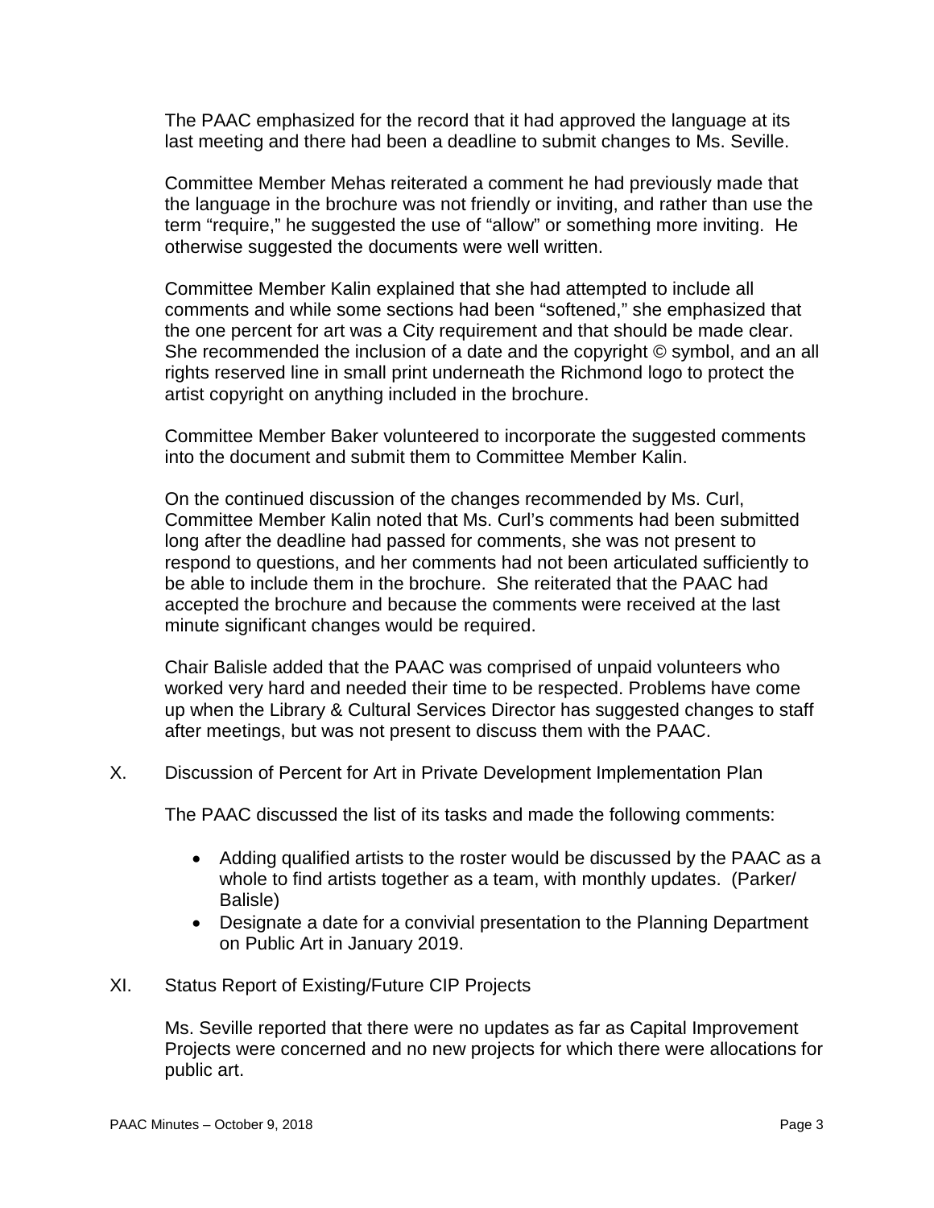The PAAC emphasized for the record that it had approved the language at its last meeting and there had been a deadline to submit changes to Ms. Seville.

Committee Member Mehas reiterated a comment he had previously made that the language in the brochure was not friendly or inviting, and rather than use the term "require," he suggested the use of "allow" or something more inviting. He otherwise suggested the documents were well written.

Committee Member Kalin explained that she had attempted to include all comments and while some sections had been "softened," she emphasized that the one percent for art was a City requirement and that should be made clear. She recommended the inclusion of a date and the copyright © symbol, and an all rights reserved line in small print underneath the Richmond logo to protect the artist copyright on anything included in the brochure.

Committee Member Baker volunteered to incorporate the suggested comments into the document and submit them to Committee Member Kalin.

On the continued discussion of the changes recommended by Ms. Curl, Committee Member Kalin noted that Ms. Curl's comments had been submitted long after the deadline had passed for comments, she was not present to respond to questions, and her comments had not been articulated sufficiently to be able to include them in the brochure. She reiterated that the PAAC had accepted the brochure and because the comments were received at the last minute significant changes would be required.

Chair Balisle added that the PAAC was comprised of unpaid volunteers who worked very hard and needed their time to be respected. Problems have come up when the Library & Cultural Services Director has suggested changes to staff after meetings, but was not present to discuss them with the PAAC.

X. Discussion of Percent for Art in Private Development Implementation Plan

The PAAC discussed the list of its tasks and made the following comments:

- Adding qualified artists to the roster would be discussed by the PAAC as a whole to find artists together as a team, with monthly updates. (Parker/ Balisle)
- Designate a date for a convivial presentation to the Planning Department on Public Art in January 2019.

XI. Status Report of Existing/Future CIP Projects

Ms. Seville reported that there were no updates as far as Capital Improvement Projects were concerned and no new projects for which there were allocations for public art.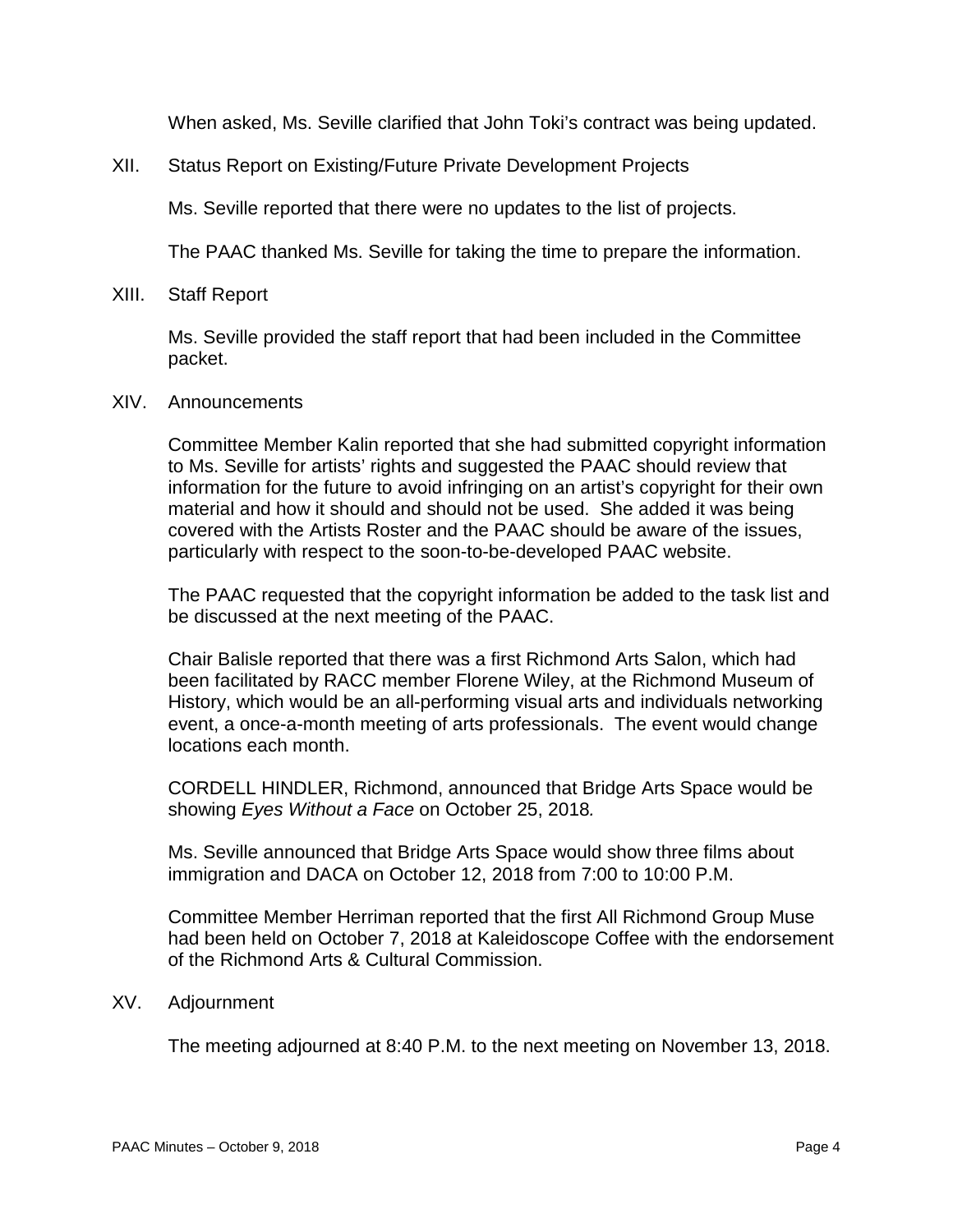When asked, Ms. Seville clarified that John Toki's contract was being updated.

## XII. Status Report on Existing/Future Private Development Projects

Ms. Seville reported that there were no updates to the list of projects.

The PAAC thanked Ms. Seville for taking the time to prepare the information.

## XIII. Staff Report

Ms. Seville provided the staff report that had been included in the Committee packet.

## XIV. Announcements

Committee Member Kalin reported that she had submitted copyright information to Ms. Seville for artists' rights and suggested the PAAC should review that information for the future to avoid infringing on an artist's copyright for their own material and how it should and should not be used. She added it was being covered with the Artists Roster and the PAAC should be aware of the issues, particularly with respect to the soon-to-be-developed PAAC website.

The PAAC requested that the copyright information be added to the task list and be discussed at the next meeting of the PAAC.

Chair Balisle reported that there was a first Richmond Arts Salon, which had been facilitated by RACC member Florene Wiley, at the Richmond Museum of History, which would be an all-performing visual arts and individuals networking event, a once-a-month meeting of arts professionals. The event would change locations each month.

CORDELL HINDLER, Richmond, announced that Bridge Arts Space would be showing *Eyes Without a Face* on October 25, 2018.

Ms. Seville announced that Bridge Arts Space would show three films about immigration and DACA on October 12, 2018 from 7:00 to 10:00 P.M.

Committee Member Herriman reported that the first All Richmond Group Muse had been held on October 7, 2018 at Kaleidoscope Coffee with the endorsement of the Richmond Arts & Cultural Commission.

## XV. Adjournment

The meeting adjourned at 8:40 P.M. to the next meeting on November 13, 2018.